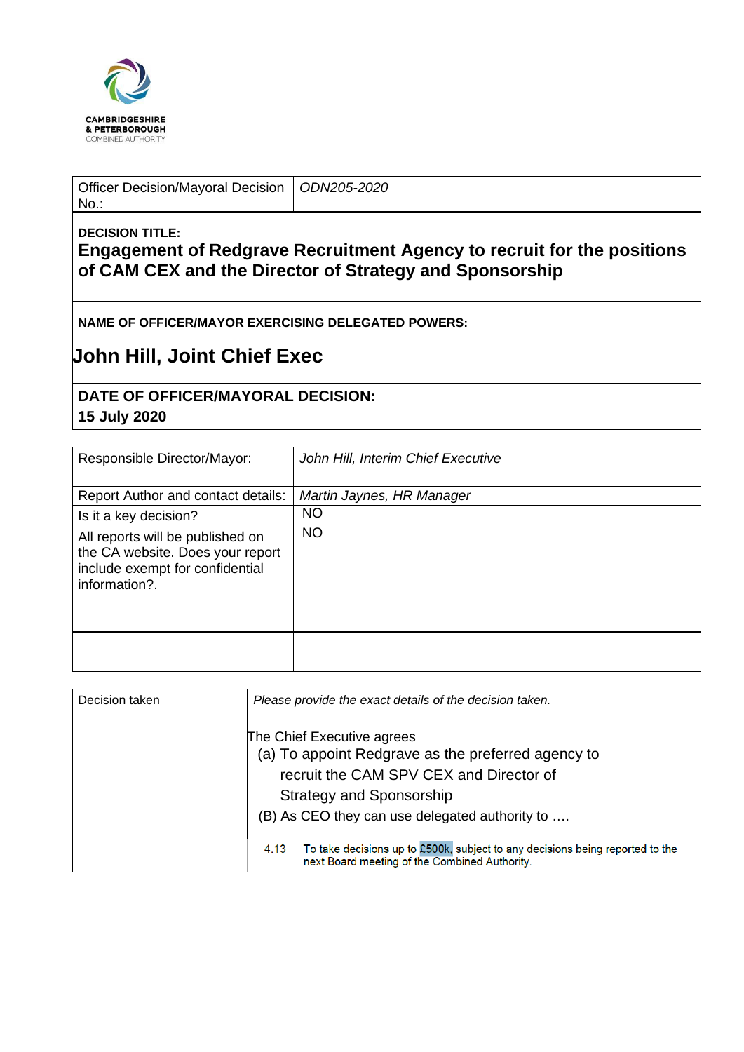CAMBRIDGESHIRE
& PETERBOROUGH
COMBINED AUTHORITY

| Officer Decision/Mayoral Decision No.: | *ODN205-2020* |
|---|---|

**DECISION TITLE:**

## Engagement of Redgrave Recruitment Agency to recruit for the positions of CAM CEX and the Director of Strategy and Sponsorship

**NAME OF OFFICER/MAYOR EXERCISING DELEGATED POWERS:**

## John Hill, Joint Chief Exec

**DATE OF OFFICER/MAYORAL DECISION:**
**15 July 2020**

| Responsible Director/Mayor: | *John Hill, Interim Chief Executive* |
|---|---|
| Report Author and contact details: | *Martin Jaynes, HR Manager* |
| Is it a key decision? | NO |
| All reports will be published on the CA website. Does your report include exempt for confidential information?. | NO |
| | |
| | |
| | |

| Decision taken | *Please provide the exact details of the decision taken.* |
|---|---|
| | The Chief Executive agrees<br>(a) To appoint Redgrave as the preferred agency to recruit the CAM SPV CEX and Director of Strategy and Sponsorship<br>(B) As CEO they can use delegated authority to ….<br>4.13 To take decisions up to £500k, subject to any decisions being reported to the next Board meeting of the Combined Authority. |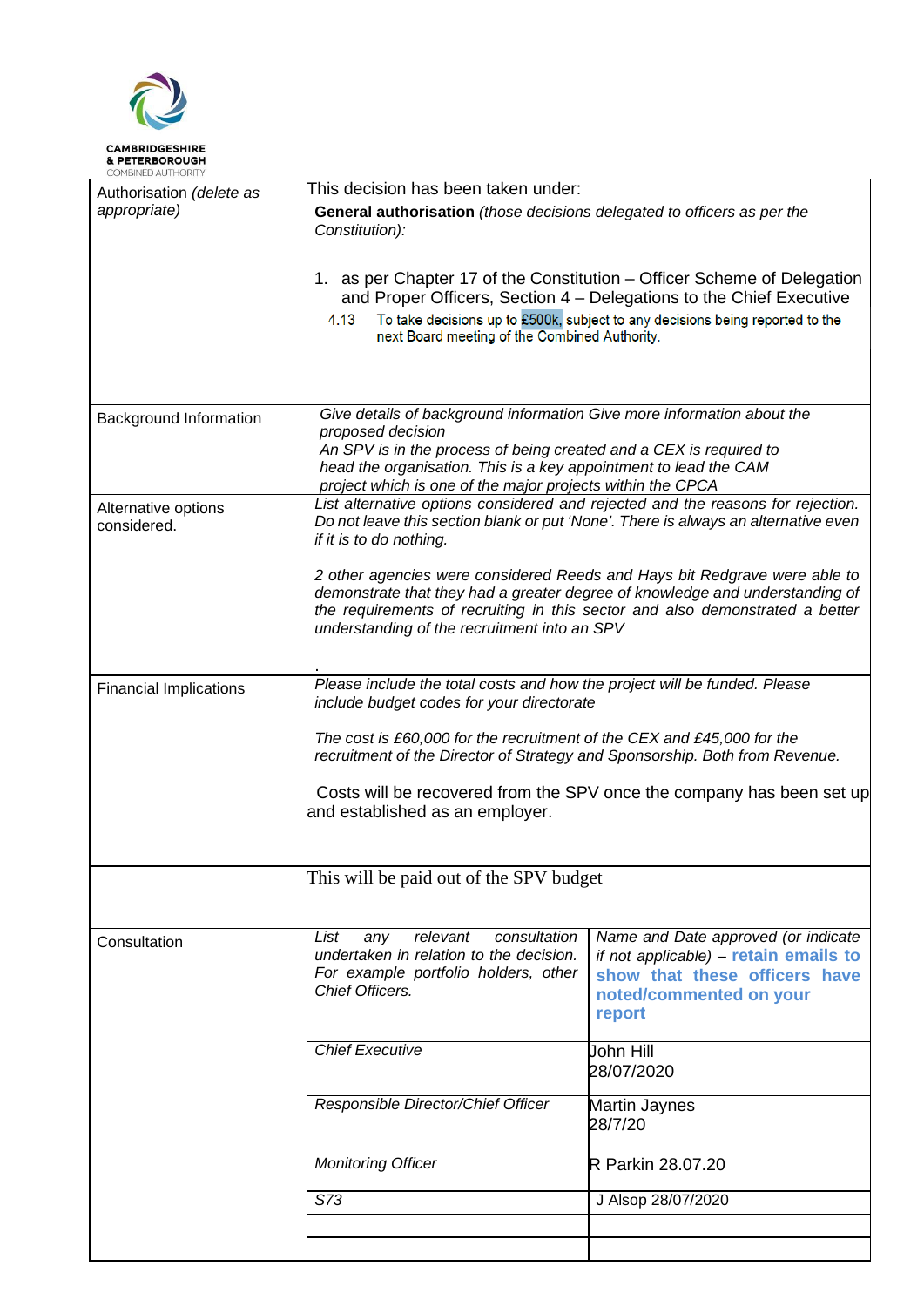**CAMBRIDGESHIRE & PETERBOROUGH**
COMBINED AUTHORITY

| Authorisation *(delete as appropriate)* | This decision has been taken under:<br>**General authorisation** *(those decisions delegated to officers as per the Constitution):*<br><br>1. as per Chapter 17 of the Constitution – Officer Scheme of Delegation and Proper Officers, Section 4 – Delegations to the Chief Executive<br>4.13 To take decisions up to £500k, subject to any decisions being reported to the next Board meeting of the Combined Authority. | |
|---|---|---|
| Background Information | *Give details of background information Give more information about the proposed decision*<br>*An SPV is in the process of being created and a CEX is required to head the organisation. This is a key appointment to lead the CAM project which is one of the major projects within the CPCA* | |
| Alternative options considered. | *List alternative options considered and rejected and the reasons for rejection. Do not leave this section blank or put 'None'. There is always an alternative even if it is to do nothing.*<br><br>*2 other agencies were considered Reeds and Hays bit Redgrave were able to demonstrate that they had a greater degree of knowledge and understanding of the requirements of recruiting in this sector and also demonstrated a better understanding of the recruitment into an SPV*<br><br>. | |
| Financial Implications | *Please include the total costs and how the project will be funded. Please include budget codes for your directorate*<br><br>*The cost is £60,000 for the recruitment of the CEX and £45,000 for the recruitment of the Director of Strategy and Sponsorship. Both from Revenue.*<br><br>Costs will be recovered from the SPV once the company has been set up and established as an employer. | |
| | This will be paid out of the SPV budget | |
| Consultation | *List any relevant consultation undertaken in relation to the decision. For example portfolio holders, other Chief Officers.* | *Name and Date approved (or indicate if not applicable)* – **retain emails to show that these officers have noted/commented on your report** |
| | *Chief Executive* | John Hill<br>28/07/2020 |
| | *Responsible Director/Chief Officer* | Martin Jaynes<br>28/7/20 |
| | *Monitoring Officer* | R Parkin 28.07.20 |
| | *S73* | J Alsop 28/07/2020 |
| | | |
| | | |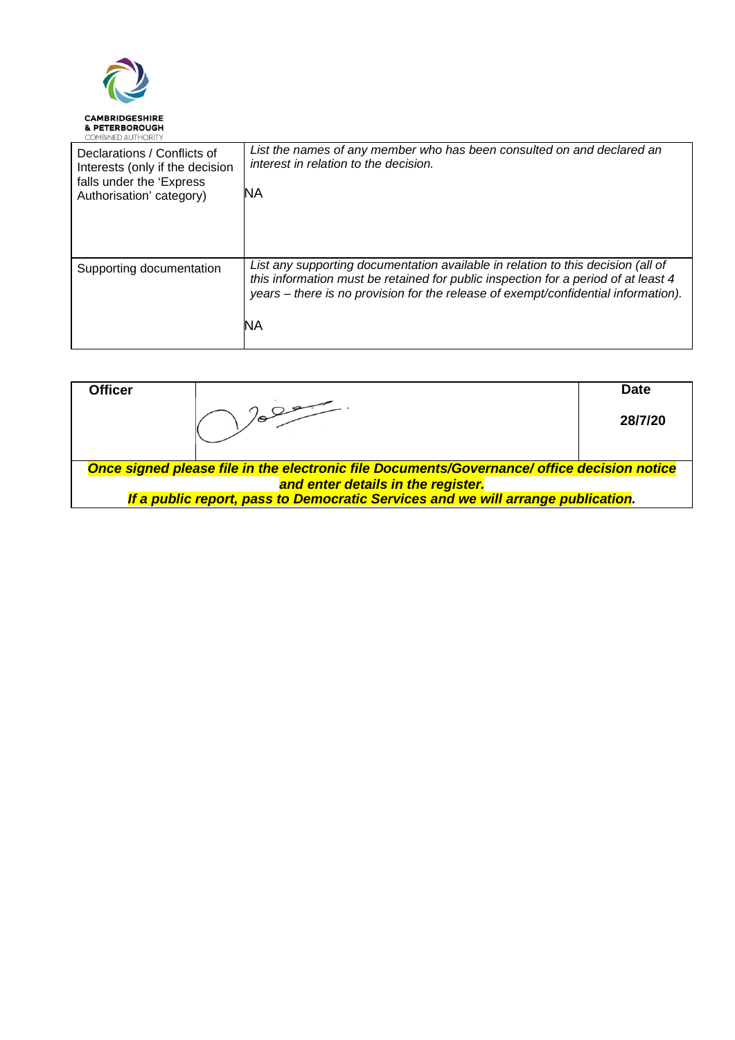CAMBRIDGESHIRE & PETERBOROUGH COMBINED AUTHORITY

| | |
|---|---|
| Declarations / Conflicts of Interests (only if the decision falls under the 'Express Authorisation' category) | *List the names of any member who has been consulted on and declared an interest in relation to the decision.*<br><br>NA |
| Supporting documentation | *List any supporting documentation available in relation to this decision (all of this information must be retained for public inspection for a period of at least 4 years – there is no provision for the release of exempt/confidential information).*<br><br>NA |

| **Officer** | | **Date** |
|---|---|---|
| | [signature] | **28/7/20** |

***Once signed please file in the electronic file Documents/Governance/ office decision notice and enter details in the register.***

***If a public report, pass to Democratic Services and we will arrange publication.***